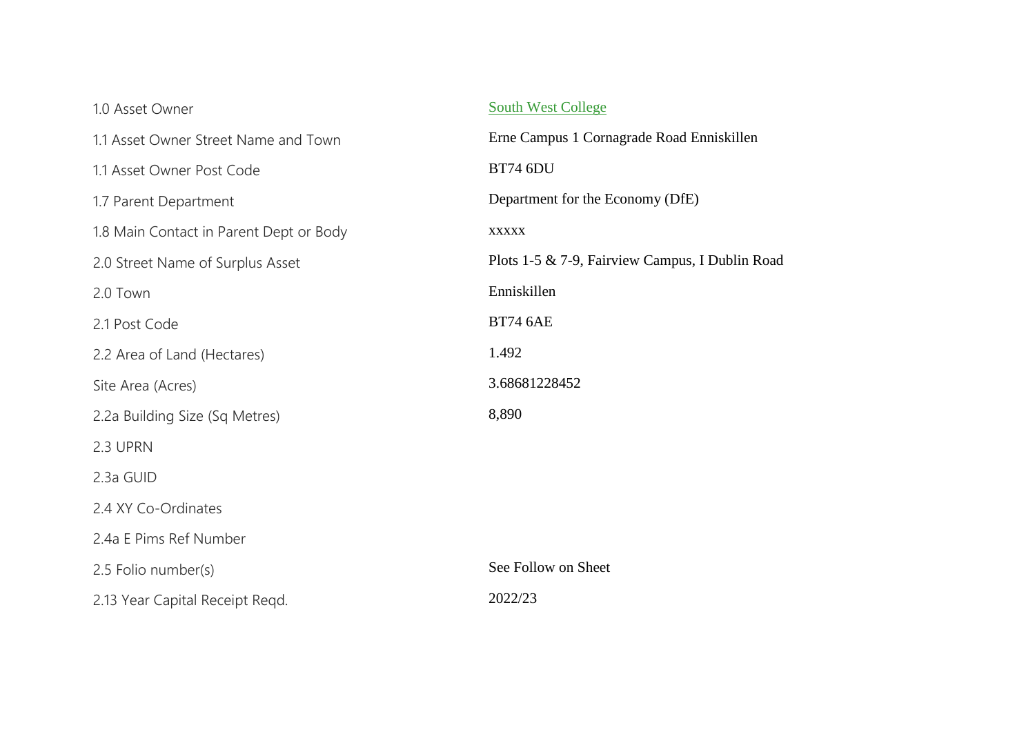| | |
|---|---|
| 1.0 Asset Owner | South West College |
| 1.1 Asset Owner Street Name and Town | Erne Campus 1 Cornagrade Road Enniskillen |
| 1.1 Asset Owner Post Code | BT74 6DU |
| 1.7 Parent Department | Department for the Economy (DfE) |
| 1.8 Main Contact in Parent Dept or Body | xxxxx |
| 2.0 Street Name of Surplus Asset | Plots 1-5 & 7-9, Fairview Campus, I Dublin Road |
| 2.0 Town | Enniskillen |
| 2.1 Post Code | BT74 6AE |
| 2.2 Area of Land (Hectares) | 1.492 |
| Site Area (Acres) | 3.68681228452 |
| 2.2a Building Size (Sq Metres) | 8,890 |
| 2.3 UPRN | |
| 2.3a GUID | |
| 2.4 XY Co-Ordinates | |
| 2.4a E Pims Ref Number | |
| 2.5 Folio number(s) | See Follow on Sheet |
| 2.13 Year Capital Receipt Reqd. | 2022/23 |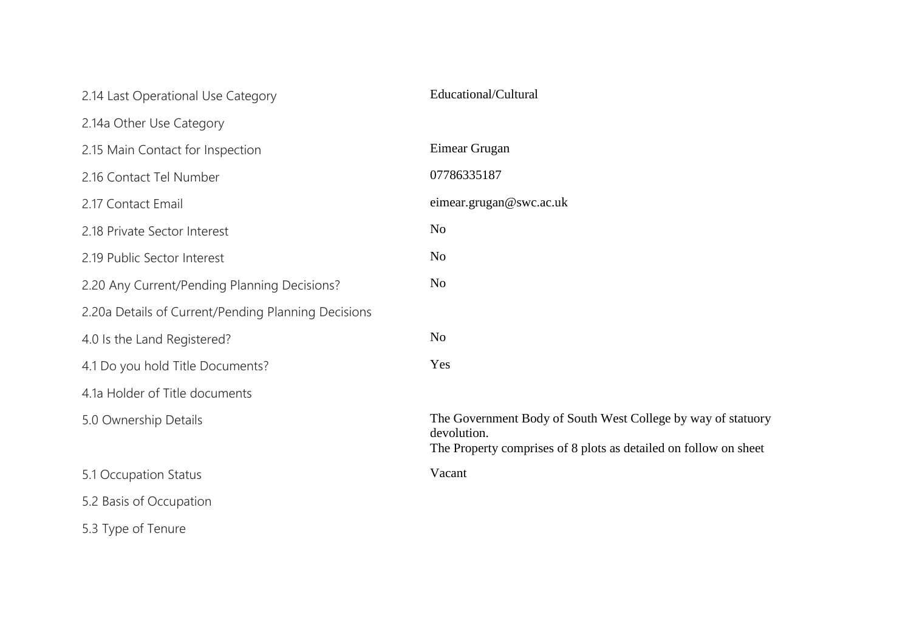| | |
|---|---|
| 2.14 Last Operational Use Category | Educational/Cultural |
| 2.14a Other Use Category | |
| 2.15 Main Contact for Inspection | Eimear Grugan |
| 2.16 Contact Tel Number | 07786335187 |
| 2.17 Contact Email | eimear.grugan@swc.ac.uk |
| 2.18 Private Sector Interest | No |
| 2.19 Public Sector Interest | No |
| 2.20 Any Current/Pending Planning Decisions? | No |
| 2.20a Details of Current/Pending Planning Decisions | |
| 4.0 Is the Land Registered? | No |
| 4.1 Do you hold Title Documents? | Yes |
| 4.1a Holder of Title documents | |
| 5.0 Ownership Details | The Government Body of South West College by way of statuory devolution.<br>The Property comprises of 8 plots as detailed on follow on sheet |
| 5.1 Occupation Status | Vacant |
| 5.2 Basis of Occupation | |
| 5.3 Type of Tenure | |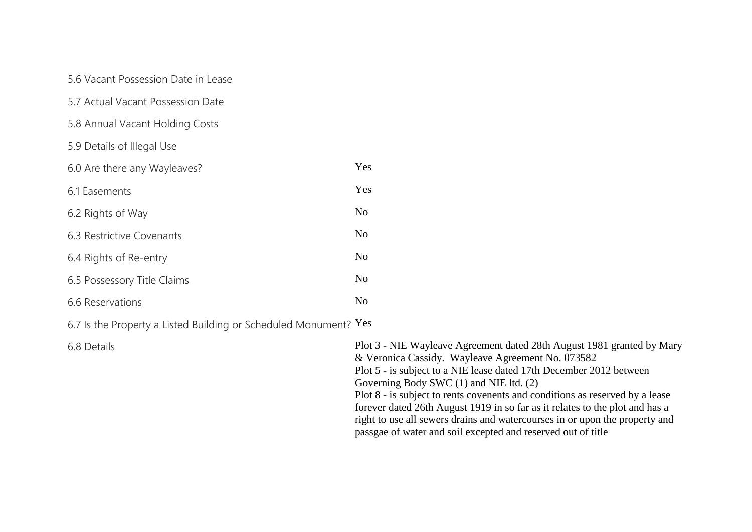| | |
|---|---|
| 5.6 Vacant Possession Date in Lease | |
| 5.7 Actual Vacant Possession Date | |
| 5.8 Annual Vacant Holding Costs | |
| 5.9 Details of Illegal Use | |
| 6.0 Are there any Wayleaves? | Yes |
| 6.1 Easements | Yes |
| 6.2 Rights of Way | No |
| 6.3 Restrictive Covenants | No |
| 6.4 Rights of Re-entry | No |
| 6.5 Possessory Title Claims | No |
| 6.6 Reservations | No |
| 6.7 Is the Property a Listed Building or Scheduled Monument? | Yes |
| 6.8 Details | Plot 3 - NIE Wayleave Agreement dated 28th August 1981 granted by Mary & Veronica Cassidy. Wayleave Agreement No. 073582<br>Plot 5 - is subject to a NIE lease dated 17th December 2012 between Governing Body SWC (1) and NIE ltd. (2)<br>Plot 8 - is subject to rents covenents and conditions as reserved by a lease forever dated 26th August 1919 in so far as it relates to the plot and has a right to use all sewers drains and watercourses in or upon the property and passgae of water and soil excepted and reserved out of title |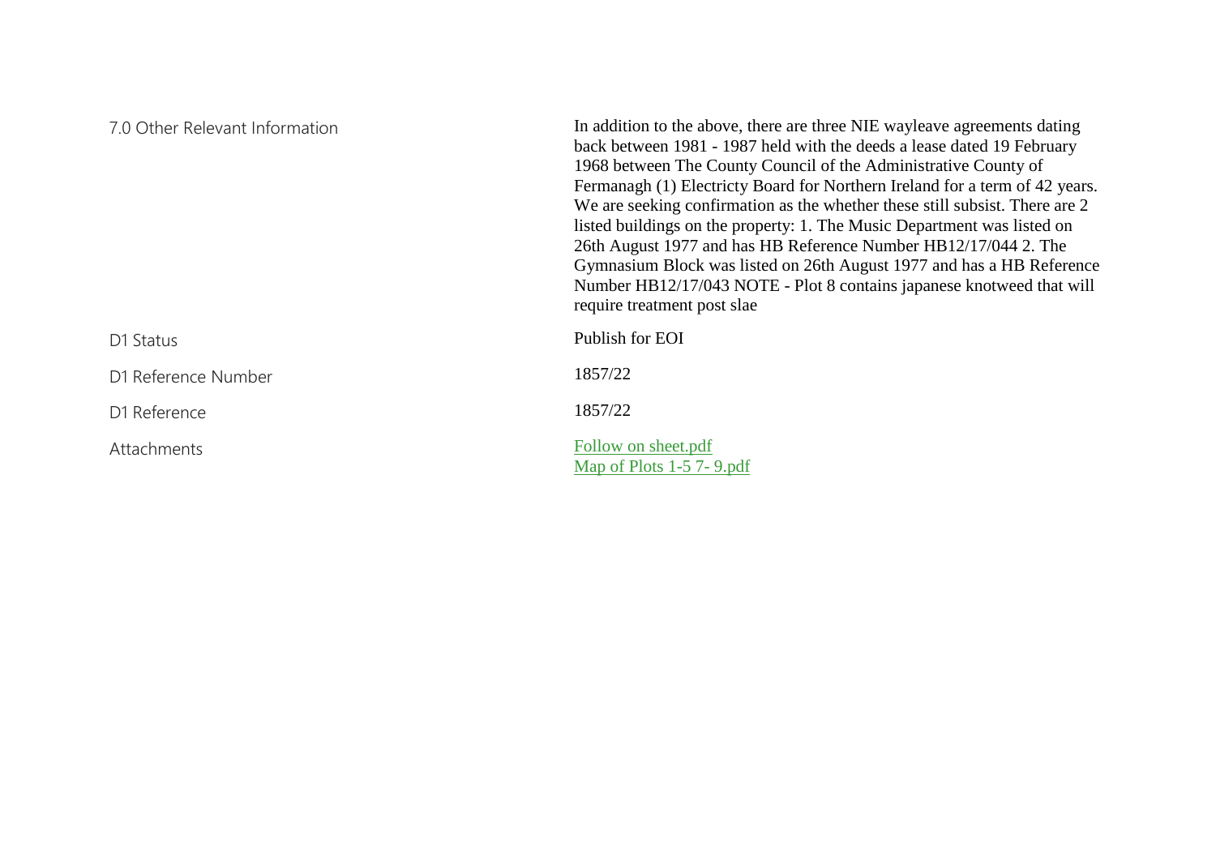| | |
|---|---|
| 7.0 Other Relevant Information | In addition to the above, there are three NIE wayleave agreements dating back between 1981 - 1987 held with the deeds a lease dated 19 February 1968 between The County Council of the Administrative County of Fermanagh (1) Electricty Board for Northern Ireland for a term of 42 years. We are seeking confirmation as the whether these still subsist. There are 2 listed buildings on the property: 1. The Music Department was listed on 26th August 1977 and has HB Reference Number HB12/17/044 2. The Gymnasium Block was listed on 26th August 1977 and has a HB Reference Number HB12/17/043 NOTE - Plot 8 contains japanese knotweed that will require treatment post slae |
| D1 Status | Publish for EOI |
| D1 Reference Number | 1857/22 |
| D1 Reference | 1857/22 |
| Attachments | Follow on sheet.pdf<br>Map of Plots 1-5 7- 9.pdf |